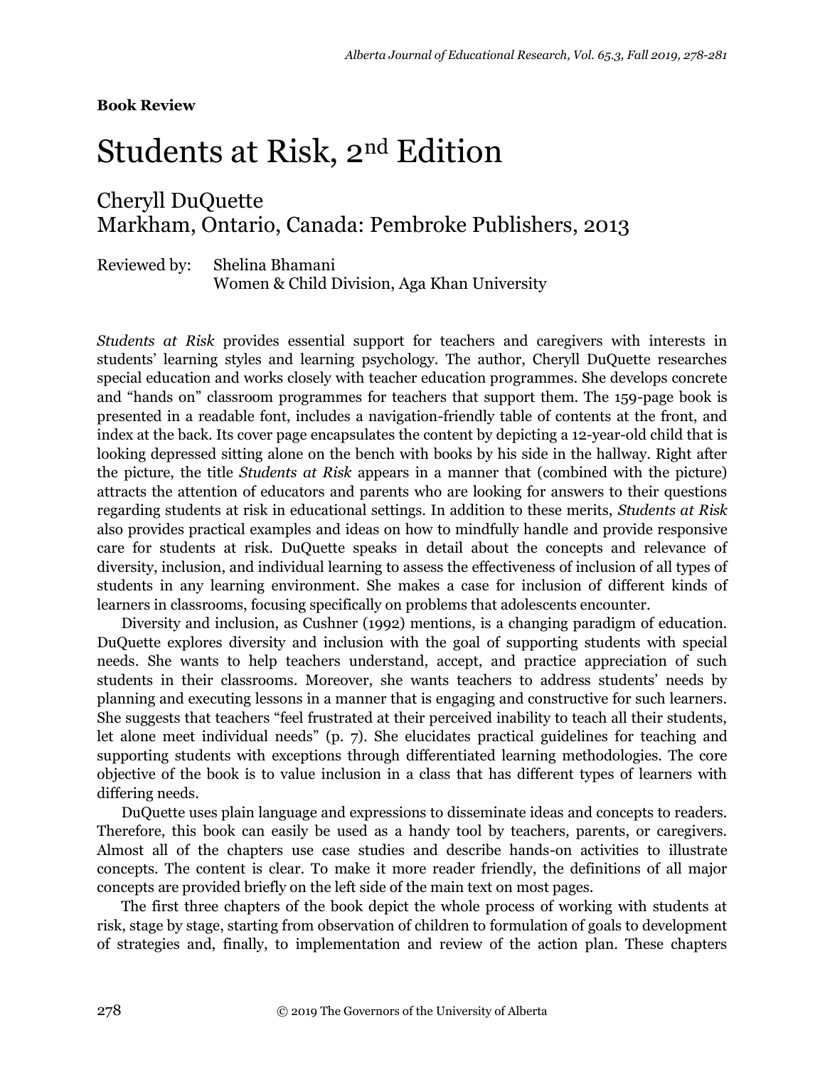**Book Review**

# Students at Risk, 2nd Edition

## Cheryll DuQuette
## Markham, Ontario, Canada: Pembroke Publishers, 2013

Reviewed by: Shelina Bhamani
Women & Child Division, Aga Khan University

*Students at Risk* provides essential support for teachers and caregivers with interests in students' learning styles and learning psychology. The author, Cheryll DuQuette researches special education and works closely with teacher education programmes. She develops concrete and "hands on" classroom programmes for teachers that support them. The 159-page book is presented in a readable font, includes a navigation-friendly table of contents at the front, and index at the back. Its cover page encapsulates the content by depicting a 12-year-old child that is looking depressed sitting alone on the bench with books by his side in the hallway. Right after the picture, the title *Students at Risk* appears in a manner that (combined with the picture) attracts the attention of educators and parents who are looking for answers to their questions regarding students at risk in educational settings. In addition to these merits, *Students at Risk* also provides practical examples and ideas on how to mindfully handle and provide responsive care for students at risk. DuQuette speaks in detail about the concepts and relevance of diversity, inclusion, and individual learning to assess the effectiveness of inclusion of all types of students in any learning environment. She makes a case for inclusion of different kinds of learners in classrooms, focusing specifically on problems that adolescents encounter.

Diversity and inclusion, as Cushner (1992) mentions, is a changing paradigm of education. DuQuette explores diversity and inclusion with the goal of supporting students with special needs. She wants to help teachers understand, accept, and practice appreciation of such students in their classrooms. Moreover, she wants teachers to address students' needs by planning and executing lessons in a manner that is engaging and constructive for such learners. She suggests that teachers "feel frustrated at their perceived inability to teach all their students, let alone meet individual needs" (p. 7). She elucidates practical guidelines for teaching and supporting students with exceptions through differentiated learning methodologies. The core objective of the book is to value inclusion in a class that has different types of learners with differing needs.

DuQuette uses plain language and expressions to disseminate ideas and concepts to readers. Therefore, this book can easily be used as a handy tool by teachers, parents, or caregivers. Almost all of the chapters use case studies and describe hands-on activities to illustrate concepts. The content is clear. To make it more reader friendly, the definitions of all major concepts are provided briefly on the left side of the main text on most pages.

The first three chapters of the book depict the whole process of working with students at risk, stage by stage, starting from observation of children to formulation of goals to development of strategies and, finally, to implementation and review of the action plan. These chapters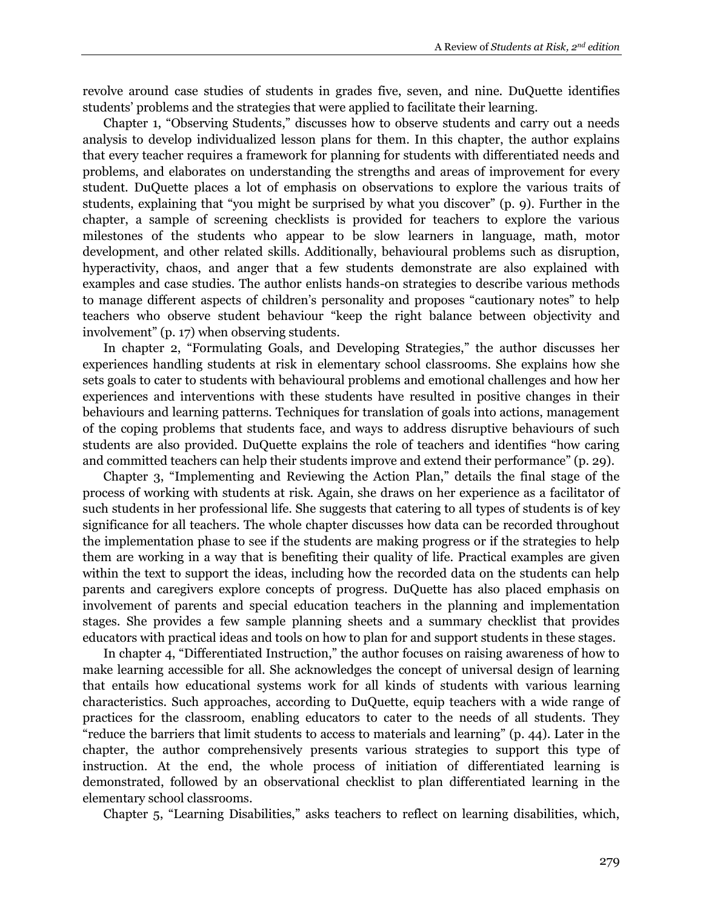revolve around case studies of students in grades five, seven, and nine. DuQuette identifies students' problems and the strategies that were applied to facilitate their learning.

Chapter 1, "Observing Students," discusses how to observe students and carry out a needs analysis to develop individualized lesson plans for them. In this chapter, the author explains that every teacher requires a framework for planning for students with differentiated needs and problems, and elaborates on understanding the strengths and areas of improvement for every student. DuQuette places a lot of emphasis on observations to explore the various traits of students, explaining that "you might be surprised by what you discover" (p. 9). Further in the chapter, a sample of screening checklists is provided for teachers to explore the various milestones of the students who appear to be slow learners in language, math, motor development, and other related skills. Additionally, behavioural problems such as disruption, hyperactivity, chaos, and anger that a few students demonstrate are also explained with examples and case studies. The author enlists hands-on strategies to describe various methods to manage different aspects of children's personality and proposes "cautionary notes" to help teachers who observe student behaviour "keep the right balance between objectivity and involvement" (p. 17) when observing students.

In chapter 2, "Formulating Goals, and Developing Strategies," the author discusses her experiences handling students at risk in elementary school classrooms. She explains how she sets goals to cater to students with behavioural problems and emotional challenges and how her experiences and interventions with these students have resulted in positive changes in their behaviours and learning patterns. Techniques for translation of goals into actions, management of the coping problems that students face, and ways to address disruptive behaviours of such students are also provided. DuQuette explains the role of teachers and identifies "how caring and committed teachers can help their students improve and extend their performance" (p. 29).

Chapter 3, "Implementing and Reviewing the Action Plan," details the final stage of the process of working with students at risk. Again, she draws on her experience as a facilitator of such students in her professional life. She suggests that catering to all types of students is of key significance for all teachers. The whole chapter discusses how data can be recorded throughout the implementation phase to see if the students are making progress or if the strategies to help them are working in a way that is benefiting their quality of life. Practical examples are given within the text to support the ideas, including how the recorded data on the students can help parents and caregivers explore concepts of progress. DuQuette has also placed emphasis on involvement of parents and special education teachers in the planning and implementation stages. She provides a few sample planning sheets and a summary checklist that provides educators with practical ideas and tools on how to plan for and support students in these stages.

In chapter 4, "Differentiated Instruction," the author focuses on raising awareness of how to make learning accessible for all. She acknowledges the concept of universal design of learning that entails how educational systems work for all kinds of students with various learning characteristics. Such approaches, according to DuQuette, equip teachers with a wide range of practices for the classroom, enabling educators to cater to the needs of all students. They "reduce the barriers that limit students to access to materials and learning" (p. 44). Later in the chapter, the author comprehensively presents various strategies to support this type of instruction. At the end, the whole process of initiation of differentiated learning is demonstrated, followed by an observational checklist to plan differentiated learning in the elementary school classrooms.

Chapter 5, "Learning Disabilities," asks teachers to reflect on learning disabilities, which,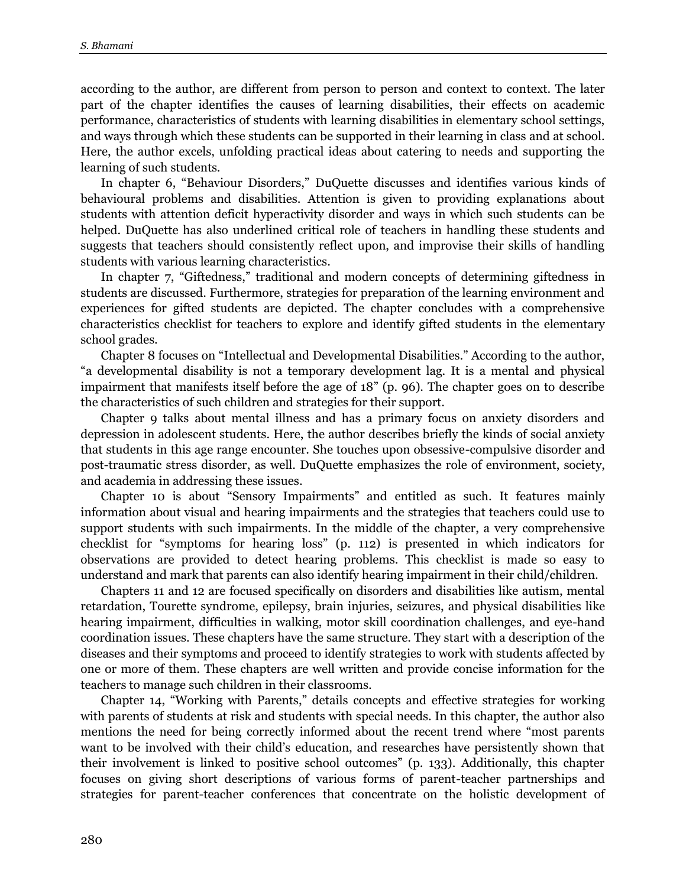according to the author, are different from person to person and context to context. The later part of the chapter identifies the causes of learning disabilities, their effects on academic performance, characteristics of students with learning disabilities in elementary school settings, and ways through which these students can be supported in their learning in class and at school. Here, the author excels, unfolding practical ideas about catering to needs and supporting the learning of such students.

In chapter 6, "Behaviour Disorders," DuQuette discusses and identifies various kinds of behavioural problems and disabilities. Attention is given to providing explanations about students with attention deficit hyperactivity disorder and ways in which such students can be helped. DuQuette has also underlined critical role of teachers in handling these students and suggests that teachers should consistently reflect upon, and improvise their skills of handling students with various learning characteristics.

In chapter 7, "Giftedness," traditional and modern concepts of determining giftedness in students are discussed. Furthermore, strategies for preparation of the learning environment and experiences for gifted students are depicted. The chapter concludes with a comprehensive characteristics checklist for teachers to explore and identify gifted students in the elementary school grades.

Chapter 8 focuses on "Intellectual and Developmental Disabilities." According to the author, "a developmental disability is not a temporary development lag. It is a mental and physical impairment that manifests itself before the age of 18" (p. 96). The chapter goes on to describe the characteristics of such children and strategies for their support.

Chapter 9 talks about mental illness and has a primary focus on anxiety disorders and depression in adolescent students. Here, the author describes briefly the kinds of social anxiety that students in this age range encounter. She touches upon obsessive-compulsive disorder and post-traumatic stress disorder, as well. DuQuette emphasizes the role of environment, society, and academia in addressing these issues.

Chapter 10 is about "Sensory Impairments" and entitled as such. It features mainly information about visual and hearing impairments and the strategies that teachers could use to support students with such impairments. In the middle of the chapter, a very comprehensive checklist for "symptoms for hearing loss" (p. 112) is presented in which indicators for observations are provided to detect hearing problems. This checklist is made so easy to understand and mark that parents can also identify hearing impairment in their child/children.

Chapters 11 and 12 are focused specifically on disorders and disabilities like autism, mental retardation, Tourette syndrome, epilepsy, brain injuries, seizures, and physical disabilities like hearing impairment, difficulties in walking, motor skill coordination challenges, and eye-hand coordination issues. These chapters have the same structure. They start with a description of the diseases and their symptoms and proceed to identify strategies to work with students affected by one or more of them. These chapters are well written and provide concise information for the teachers to manage such children in their classrooms.

Chapter 14, "Working with Parents," details concepts and effective strategies for working with parents of students at risk and students with special needs. In this chapter, the author also mentions the need for being correctly informed about the recent trend where "most parents want to be involved with their child's education, and researches have persistently shown that their involvement is linked to positive school outcomes" (p. 133). Additionally, this chapter focuses on giving short descriptions of various forms of parent-teacher partnerships and strategies for parent-teacher conferences that concentrate on the holistic development of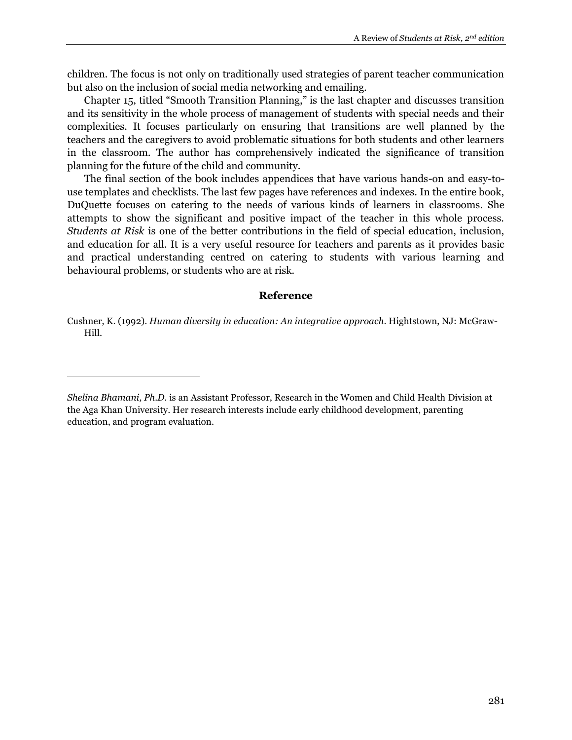children. The focus is not only on traditionally used strategies of parent teacher communication but also on the inclusion of social media networking and emailing.

Chapter 15, titled "Smooth Transition Planning," is the last chapter and discusses transition and its sensitivity in the whole process of management of students with special needs and their complexities. It focuses particularly on ensuring that transitions are well planned by the teachers and the caregivers to avoid problematic situations for both students and other learners in the classroom. The author has comprehensively indicated the significance of transition planning for the future of the child and community.

The final section of the book includes appendices that have various hands-on and easy-to-use templates and checklists. The last few pages have references and indexes. In the entire book, DuQuette focuses on catering to the needs of various kinds of learners in classrooms. She attempts to show the significant and positive impact of the teacher in this whole process. *Students at Risk* is one of the better contributions in the field of special education, inclusion, and education for all. It is a very useful resource for teachers and parents as it provides basic and practical understanding centred on catering to students with various learning and behavioural problems, or students who are at risk.

## Reference

Cushner, K. (1992). *Human diversity in education: An integrative approach*. Hightstown, NJ: McGraw-Hill.

---

*Shelina Bhamani, Ph.D.* is an Assistant Professor, Research in the Women and Child Health Division at the Aga Khan University. Her research interests include early childhood development, parenting education, and program evaluation.